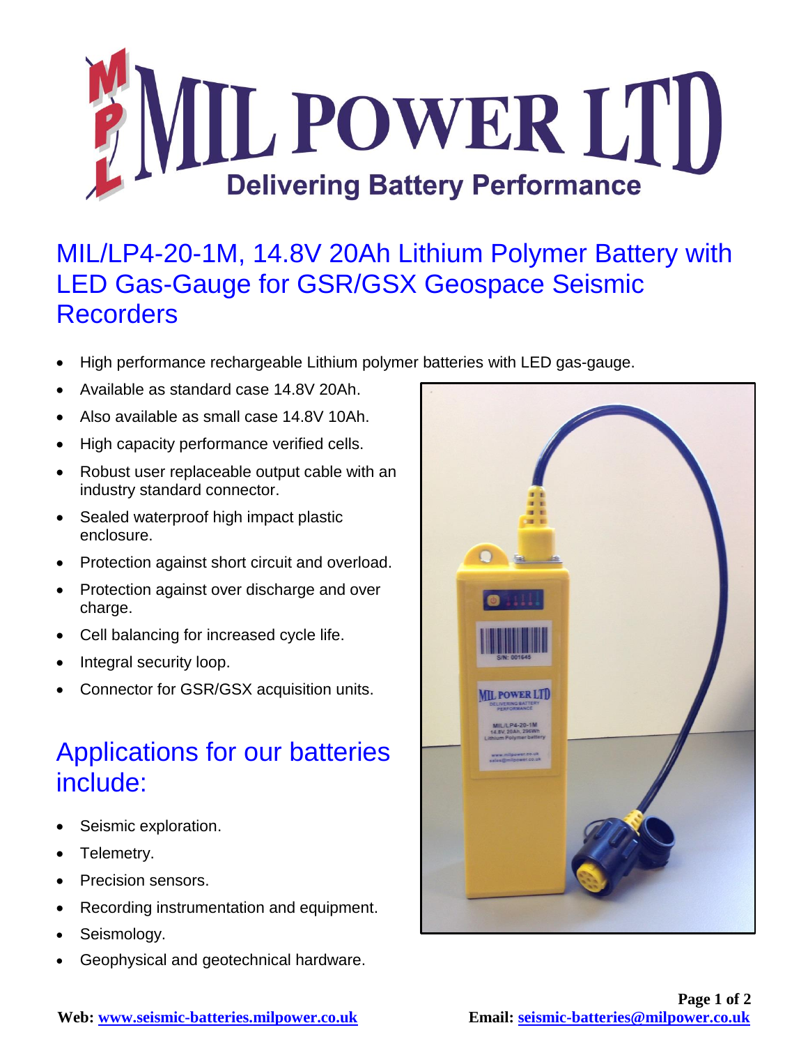# MIL POWER LTD

**Delivering Battery Performance**

## MIL/LP4-20-1M, 14.8V 20Ah Lithium Polymer Battery with LED Gas-Gauge for GSR/GSX Geospace Seismic Recorders

- High performance rechargeable Lithium polymer batteries with LED gas-gauge.
- Available as standard case 14.8V 20Ah.
- Also available as small case 14.8V 10Ah.
- High capacity performance verified cells.
- Robust user replaceable output cable with an industry standard connector.
- Sealed waterproof high impact plastic enclosure.
- Protection against short circuit and overload.
- Protection against over discharge and over charge.
- Cell balancing for increased cycle life.
- Integral security loop.
- Connector for GSR/GSX acquisition units.

## Applications for our batteries include:

- Seismic exploration.
- Telemetry.
- Precision sensors.
- Recording instrumentation and equipment.
- Seismology.
- Geophysical and geotechnical hardware.

**Web:** www.seismic-batteries.milpower.co.uk **Email:** seismic-batteries@milpower.co.uk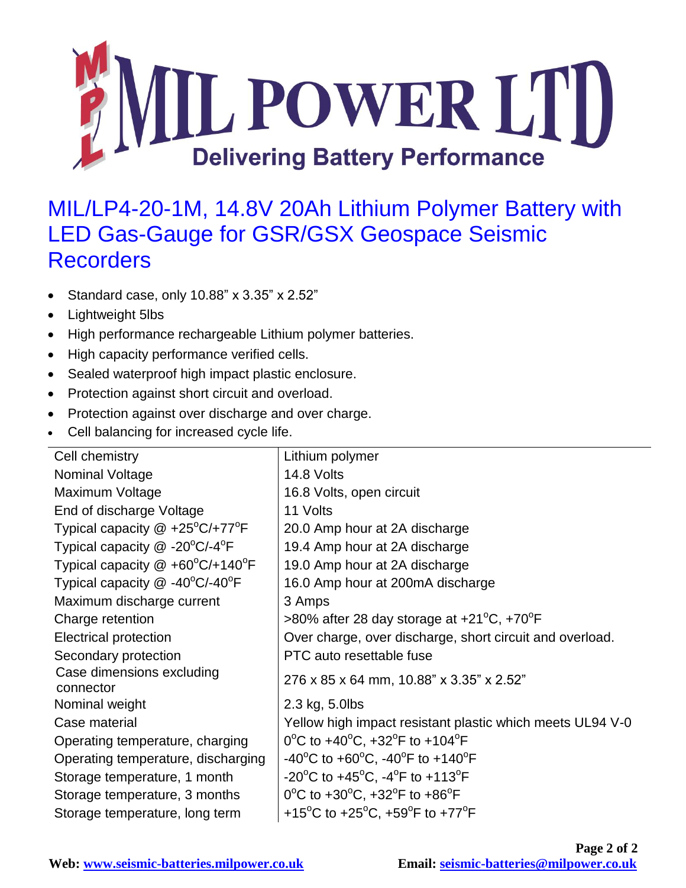# MIL POWER LTD

Delivering Battery Performance

## MIL/LP4-20-1M, 14.8V 20Ah Lithium Polymer Battery with LED Gas-Gauge for GSR/GSX Geospace Seismic Recorders

- Standard case, only 10.88” x 3.35” x 2.52”
- Lightweight 5lbs
- High performance rechargeable Lithium polymer batteries.
- High capacity performance verified cells.
- Sealed waterproof high impact plastic enclosure.
- Protection against short circuit and overload.
- Protection against over discharge and over charge.
- Cell balancing for increased cycle life.

| | |
|---|---|
| Cell chemistry | Lithium polymer |
| Nominal Voltage | 14.8 Volts |
| Maximum Voltage | 16.8 Volts, open circuit |
| End of discharge Voltage | 11 Volts |
| Typical capacity @ +25°C/+77°F | 20.0 Amp hour at 2A discharge |
| Typical capacity @ -20°C/-4°F | 19.4 Amp hour at 2A discharge |
| Typical capacity @ +60°C/+140°F | 19.0 Amp hour at 2A discharge |
| Typical capacity @ -40°C/-40°F | 16.0 Amp hour at 200mA discharge |
| Maximum discharge current | 3 Amps |
| Charge retention | >80% after 28 day storage at +21°C, +70°F |
| Electrical protection | Over charge, over discharge, short circuit and overload. |
| Secondary protection | PTC auto resettable fuse |
| Case dimensions excluding connector | 276 x 85 x 64 mm, 10.88” x 3.35” x 2.52” |
| Nominal weight | 2.3 kg, 5.0lbs |
| Case material | Yellow high impact resistant plastic which meets UL94 V-0 |
| Operating temperature, charging | 0°C to +40°C, +32°F to +104°F |
| Operating temperature, discharging | -40°C to +60°C, -40°F to +140°F |
| Storage temperature, 1 month | -20°C to +45°C, -4°F to +113°F |
| Storage temperature, 3 months | 0°C to +30°C, +32°F to +86°F |
| Storage temperature, long term | +15°C to +25°C, +59°F to +77°F |

**Web: www.seismic-batteries.milpower.co.uk** **Email: seismic-batteries@milpower.co.uk**